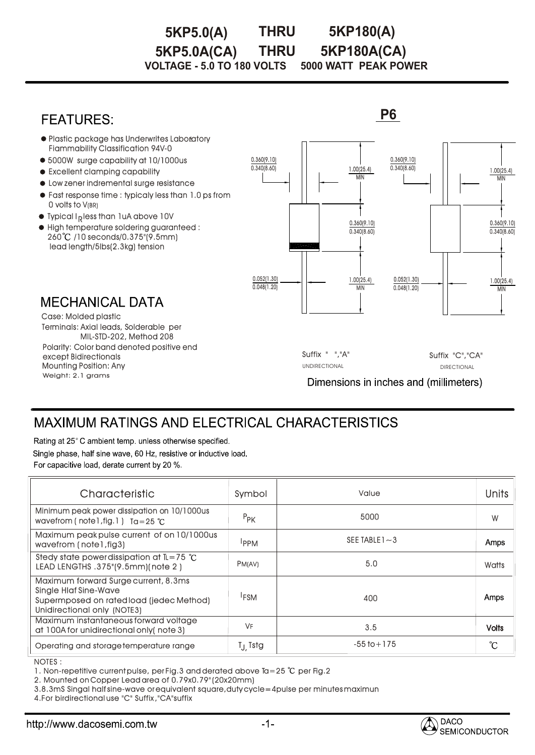# 5KP5.0(A) THRU 5KP180(A)
# 5KP5.0A(CA) THRU 5KP180A(CA)

**VOLTAGE - 5.0 TO 180 VOLTS 5000 WATT PEAK POWER**

## FEATURES:

- Plastic package has Underwrites Laboratory Flammability Classification 94V-0
- 5000W surge capability at 10/1000us
- Excellent clamping capability
- Low zener indremental surge resistance
- Fast response time : typicaly less than 1.0 ps from 0 volts to $V_{(BR)}$
- Typical $I_R$ less than 1uA above 10V
- High temperature soldering guaranteed : 260℃ /10 seconds/0.375"(9.5mm) lead length/5lbs(2.3kg) tension

**P6**

0.360(9.10)
0.340(8.60)

1.00(25.4)
MIN

0.360(9.10)
0.340(8.60)

0.052(1.30)
0.048(1.20)

1.00(25.4)
MIN

Suffix " ","A"
UNIDIRECTIONAL

Suffix "C","CA"
DIRECTIONAL

Dimensions in inches and (millimeters)

## MECHANICAL DATA

Case: Molded plastic
Terminals: Axial leads, Solderable per MIL-STD-202, Method 208
Polarity: Color band denoted positive end except Bidirectionals
Mounting Position: Any
Weight: 2.1 grams

## MAXIMUM RATINGS AND ELECTRICAL CHARACTERISTICS

Rating at 25° C ambient temp. unless otherwise specified.
Single phase, half sine wave, 60 Hz, resistive or inductive load.
For capacitive load, derate current by 20 %.

| Characteristic | Symbol | Value | Units |
|---|---|---|---|
| Minimum peak power dissipation on 10/1000us wavefrom ( note1,fig.1 ) Ta=25 ℃ | $P_{PK}$ | 5000 | W |
| Maximum peak pulse current of on 10/1000us wavefrom ( note1,fig3) | $I_{PPM}$ | SEE TABLE1～3 | Amps |
| Stedy state power dissipation at TL=75 ℃ LEAD LENGTHS .375"(9.5mm)( note 2 ) | $P_{M(AV)}$ | 5.0 | Watts |
| Maximum forward Surge current, 8.3ms Single Hlaf Sine-Wave Supermposed on rated load (jedec Method) Unidirectional only (NOTE3) | $I_{FSM}$ | 400 | Amps |
| Maximum instantaneous forward voltage at 100A for unidirectional only( note 3) | $V_F$ | 3.5 | Volts |
| Operating and storage temperature range | $T_J$, Tstg | -55 to+175 | ℃ |

NOTES :
1. Non-repetitive current pulse, per Fig.3 and derated above Ta=25 ℃ per Fig.2
2. Mounted on Copper Lead area of 0.79x0.79"(20x20mm)
3. 8.3mS Singal half sine-wave or equivalent square, duty cycle=4pulse per minutes maximun
4. For birdirectional use "C" Suffix ,"CA"suffix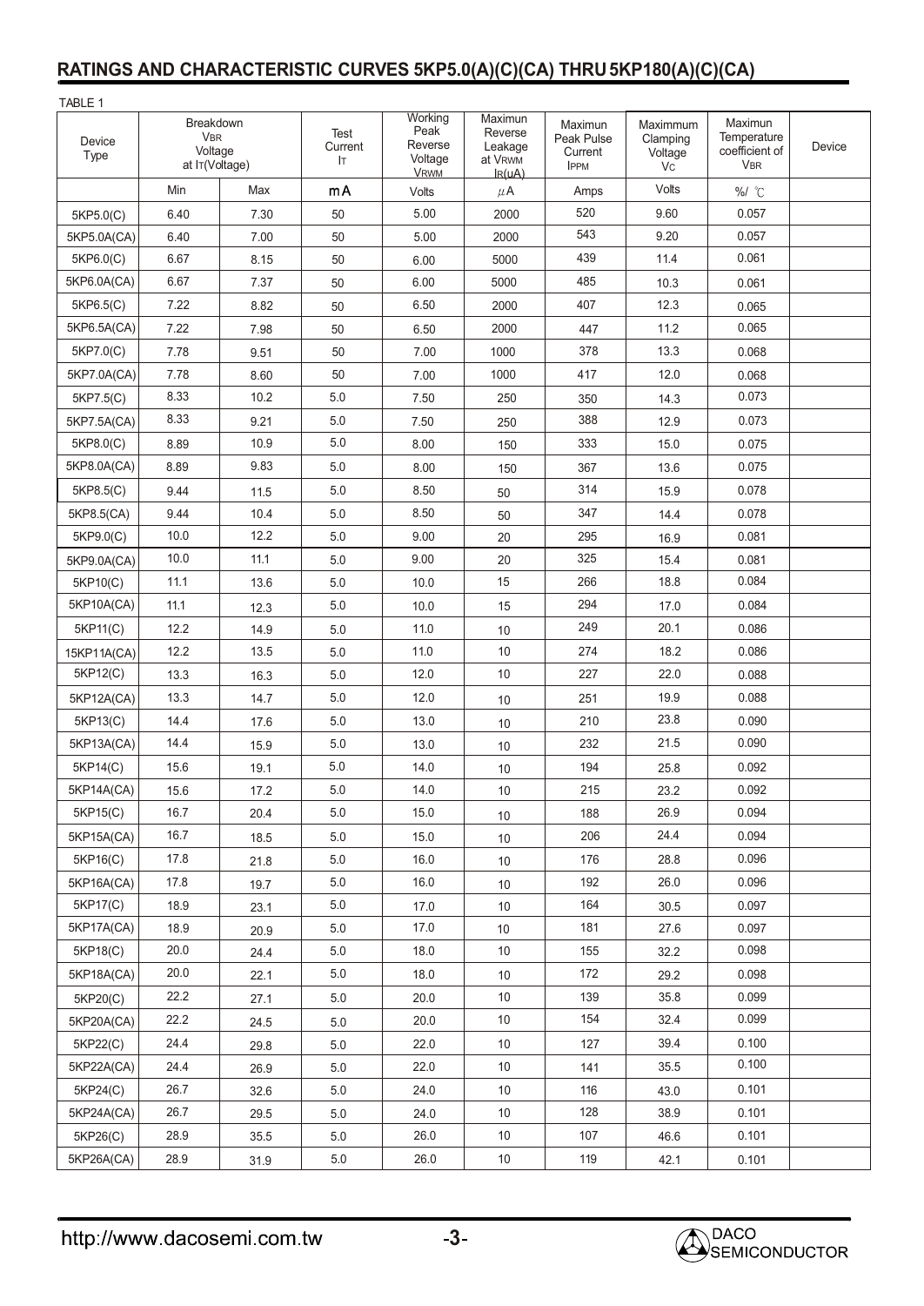## RATINGS AND CHARACTERISTIC CURVES 5KP5.0(A)(C)(CA) THRU 5KP180(A)(C)(CA)

TABLE 1

| Device Type | Breakdown $V_{BR}$ Voltage at $I_T$(Voltage) | | Test Current $I_T$ | Working Peak Reverse Voltage $V_{RWM}$ | Maximun Reverse Leakage at $V_{RWM}$ $I_R$(uA) | Maximun Peak Pulse Current $I_{PPM}$ | Maximmum Clamping Voltage $V_C$ | Maximun Temperature coefficient of $V_{BR}$ | Device |
|---|---|---|---|---|---|---|---|---|---|
| | Min | Max | mA | Volts | μA | Amps | Volts | %/ ℃ | |
| 5KP5.0(C) | 6.40 | 7.30 | 50 | 5.00 | 2000 | 520 | 9.60 | 0.057 | |
| 5KP5.0A(CA) | 6.40 | 7.00 | 50 | 5.00 | 2000 | 543 | 9.20 | 0.057 | |
| 5KP6.0(C) | 6.67 | 8.15 | 50 | 6.00 | 5000 | 439 | 11.4 | 0.061 | |
| 5KP6.0A(CA) | 6.67 | 7.37 | 50 | 6.00 | 5000 | 485 | 10.3 | 0.061 | |
| 5KP6.5(C) | 7.22 | 8.82 | 50 | 6.50 | 2000 | 407 | 12.3 | 0.065 | |
| 5KP6.5A(CA) | 7.22 | 7.98 | 50 | 6.50 | 2000 | 447 | 11.2 | 0.065 | |
| 5KP7.0(C) | 7.78 | 9.51 | 50 | 7.00 | 1000 | 378 | 13.3 | 0.068 | |
| 5KP7.0A(CA) | 7.78 | 8.60 | 50 | 7.00 | 1000 | 417 | 12.0 | 0.068 | |
| 5KP7.5(C) | 8.33 | 10.2 | 5.0 | 7.50 | 250 | 350 | 14.3 | 0.073 | |
| 5KP7.5A(CA) | 8.33 | 9.21 | 5.0 | 7.50 | 250 | 388 | 12.9 | 0.073 | |
| 5KP8.0(C) | 8.89 | 10.9 | 5.0 | 8.00 | 150 | 333 | 15.0 | 0.075 | |
| 5KP8.0A(CA) | 8.89 | 9.83 | 5.0 | 8.00 | 150 | 367 | 13.6 | 0.075 | |
| 5KP8.5(C) | 9.44 | 11.5 | 5.0 | 8.50 | 50 | 314 | 15.9 | 0.078 | |
| 5KP8.5(CA) | 9.44 | 10.4 | 5.0 | 8.50 | 50 | 347 | 14.4 | 0.078 | |
| 5KP9.0(C) | 10.0 | 12.2 | 5.0 | 9.00 | 20 | 295 | 16.9 | 0.081 | |
| 5KP9.0A(CA) | 10.0 | 11.1 | 5.0 | 9.00 | 20 | 325 | 15.4 | 0.081 | |
| 5KP10(C) | 11.1 | 13.6 | 5.0 | 10.0 | 15 | 266 | 18.8 | 0.084 | |
| 5KP10A(CA) | 11.1 | 12.3 | 5.0 | 10.0 | 15 | 294 | 17.0 | 0.084 | |
| 5KP11(C) | 12.2 | 14.9 | 5.0 | 11.0 | 10 | 249 | 20.1 | 0.086 | |
| 15KP11A(CA) | 12.2 | 13.5 | 5.0 | 11.0 | 10 | 274 | 18.2 | 0.086 | |
| 5KP12(C) | 13.3 | 16.3 | 5.0 | 12.0 | 10 | 227 | 22.0 | 0.088 | |
| 5KP12A(CA) | 13.3 | 14.7 | 5.0 | 12.0 | 10 | 251 | 19.9 | 0.088 | |
| 5KP13(C) | 14.4 | 17.6 | 5.0 | 13.0 | 10 | 210 | 23.8 | 0.090 | |
| 5KP13A(CA) | 14.4 | 15.9 | 5.0 | 13.0 | 10 | 232 | 21.5 | 0.090 | |
| 5KP14(C) | 15.6 | 19.1 | 5.0 | 14.0 | 10 | 194 | 25.8 | 0.092 | |
| 5KP14A(CA) | 15.6 | 17.2 | 5.0 | 14.0 | 10 | 215 | 23.2 | 0.092 | |
| 5KP15(C) | 16.7 | 20.4 | 5.0 | 15.0 | 10 | 188 | 26.9 | 0.094 | |
| 5KP15A(CA) | 16.7 | 18.5 | 5.0 | 15.0 | 10 | 206 | 24.4 | 0.094 | |
| 5KP16(C) | 17.8 | 21.8 | 5.0 | 16.0 | 10 | 176 | 28.8 | 0.096 | |
| 5KP16A(CA) | 17.8 | 19.7 | 5.0 | 16.0 | 10 | 192 | 26.0 | 0.096 | |
| 5KP17(C) | 18.9 | 23.1 | 5.0 | 17.0 | 10 | 164 | 30.5 | 0.097 | |
| 5KP17A(CA) | 18.9 | 20.9 | 5.0 | 17.0 | 10 | 181 | 27.6 | 0.097 | |
| 5KP18(C) | 20.0 | 24.4 | 5.0 | 18.0 | 10 | 155 | 32.2 | 0.098 | |
| 5KP18A(CA) | 20.0 | 22.1 | 5.0 | 18.0 | 10 | 172 | 29.2 | 0.098 | |
| 5KP20(C) | 22.2 | 27.1 | 5.0 | 20.0 | 10 | 139 | 35.8 | 0.099 | |
| 5KP20A(CA) | 22.2 | 24.5 | 5.0 | 20.0 | 10 | 154 | 32.4 | 0.099 | |
| 5KP22(C) | 24.4 | 29.8 | 5.0 | 22.0 | 10 | 127 | 39.4 | 0.100 | |
| 5KP22A(CA) | 24.4 | 26.9 | 5.0 | 22.0 | 10 | 141 | 35.5 | 0.100 | |
| 5KP24(C) | 26.7 | 32.6 | 5.0 | 24.0 | 10 | 116 | 43.0 | 0.101 | |
| 5KP24A(CA) | 26.7 | 29.5 | 5.0 | 24.0 | 10 | 128 | 38.9 | 0.101 | |
| 5KP26(C) | 28.9 | 35.5 | 5.0 | 26.0 | 10 | 107 | 46.6 | 0.101 | |
| 5KP26A(CA) | 28.9 | 31.9 | 5.0 | 26.0 | 10 | 119 | 42.1 | 0.101 | |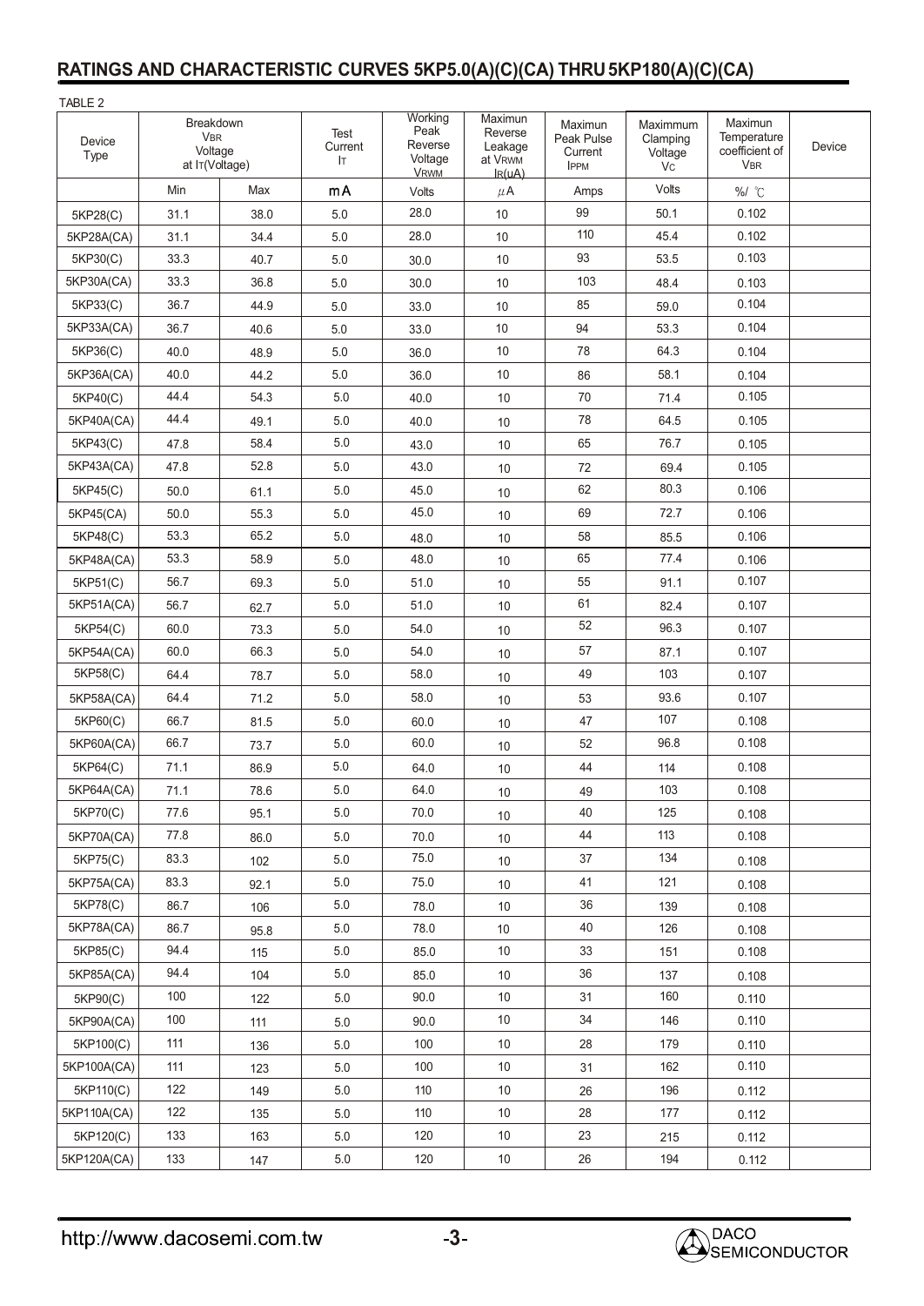## RATINGS AND CHARACTERISTIC CURVES 5KP5.0(A)(C)(CA) THRU 5KP180(A)(C)(CA)

TABLE 2

| Device Type | Breakdown $V_{BR}$ Voltage at $I_T$(Voltage) | | Test Current $I_T$ | Working Peak Reverse Voltage $V_{RWM}$ | Maximun Reverse Leakage at $V_{RWM}$ $I_R$(uA) | Maximun Peak Pulse Current $I_{PPM}$ | Maximmum Clamping Voltage $V_C$ | Maximun Temperature coefficient of $V_{BR}$ | Device |
|---|---|---|---|---|---|---|---|---|---|
| | Min | Max | mA | Volts | μA | Amps | Volts | %/ ℃ | |
| 5KP28(C) | 31.1 | 38.0 | 5.0 | 28.0 | 10 | 99 | 50.1 | 0.102 | |
| 5KP28A(CA) | 31.1 | 34.4 | 5.0 | 28.0 | 10 | 110 | 45.4 | 0.102 | |
| 5KP30(C) | 33.3 | 40.7 | 5.0 | 30.0 | 10 | 93 | 53.5 | 0.103 | |
| 5KP30A(CA) | 33.3 | 36.8 | 5.0 | 30.0 | 10 | 103 | 48.4 | 0.103 | |
| 5KP33(C) | 36.7 | 44.9 | 5.0 | 33.0 | 10 | 85 | 59.0 | 0.104 | |
| 5KP33A(CA) | 36.7 | 40.6 | 5.0 | 33.0 | 10 | 94 | 53.3 | 0.104 | |
| 5KP36(C) | 40.0 | 48.9 | 5.0 | 36.0 | 10 | 78 | 64.3 | 0.104 | |
| 5KP36A(CA) | 40.0 | 44.2 | 5.0 | 36.0 | 10 | 86 | 58.1 | 0.104 | |
| 5KP40(C) | 44.4 | 54.3 | 5.0 | 40.0 | 10 | 70 | 71.4 | 0.105 | |
| 5KP40A(CA) | 44.4 | 49.1 | 5.0 | 40.0 | 10 | 78 | 64.5 | 0.105 | |
| 5KP43(C) | 47.8 | 58.4 | 5.0 | 43.0 | 10 | 65 | 76.7 | 0.105 | |
| 5KP43A(CA) | 47.8 | 52.8 | 5.0 | 43.0 | 10 | 72 | 69.4 | 0.105 | |
| 5KP45(C) | 50.0 | 61.1 | 5.0 | 45.0 | 10 | 62 | 80.3 | 0.106 | |
| 5KP45(CA) | 50.0 | 55.3 | 5.0 | 45.0 | 10 | 69 | 72.7 | 0.106 | |
| 5KP48(C) | 53.3 | 65.2 | 5.0 | 48.0 | 10 | 58 | 85.5 | 0.106 | |
| 5KP48A(CA) | 53.3 | 58.9 | 5.0 | 48.0 | 10 | 65 | 77.4 | 0.106 | |
| 5KP51(C) | 56.7 | 69.3 | 5.0 | 51.0 | 10 | 55 | 91.1 | 0.107 | |
| 5KP51A(CA) | 56.7 | 62.7 | 5.0 | 51.0 | 10 | 61 | 82.4 | 0.107 | |
| 5KP54(C) | 60.0 | 73.3 | 5.0 | 54.0 | 10 | 52 | 96.3 | 0.107 | |
| 5KP54A(CA) | 60.0 | 66.3 | 5.0 | 54.0 | 10 | 57 | 87.1 | 0.107 | |
| 5KP58(C) | 64.4 | 78.7 | 5.0 | 58.0 | 10 | 49 | 103 | 0.107 | |
| 5KP58A(CA) | 64.4 | 71.2 | 5.0 | 58.0 | 10 | 53 | 93.6 | 0.107 | |
| 5KP60(C) | 66.7 | 81.5 | 5.0 | 60.0 | 10 | 47 | 107 | 0.108 | |
| 5KP60A(CA) | 66.7 | 73.7 | 5.0 | 60.0 | 10 | 52 | 96.8 | 0.108 | |
| 5KP64(C) | 71.1 | 86.9 | 5.0 | 64.0 | 10 | 44 | 114 | 0.108 | |
| 5KP64A(CA) | 71.1 | 78.6 | 5.0 | 64.0 | 10 | 49 | 103 | 0.108 | |
| 5KP70(C) | 77.6 | 95.1 | 5.0 | 70.0 | 10 | 40 | 125 | 0.108 | |
| 5KP70A(CA) | 77.8 | 86.0 | 5.0 | 70.0 | 10 | 44 | 113 | 0.108 | |
| 5KP75(C) | 83.3 | 102 | 5.0 | 75.0 | 10 | 37 | 134 | 0.108 | |
| 5KP75A(CA) | 83.3 | 92.1 | 5.0 | 75.0 | 10 | 41 | 121 | 0.108 | |
| 5KP78(C) | 86.7 | 106 | 5.0 | 78.0 | 10 | 36 | 139 | 0.108 | |
| 5KP78A(CA) | 86.7 | 95.8 | 5.0 | 78.0 | 10 | 40 | 126 | 0.108 | |
| 5KP85(C) | 94.4 | 115 | 5.0 | 85.0 | 10 | 33 | 151 | 0.108 | |
| 5KP85A(CA) | 94.4 | 104 | 5.0 | 85.0 | 10 | 36 | 137 | 0.108 | |
| 5KP90(C) | 100 | 122 | 5.0 | 90.0 | 10 | 31 | 160 | 0.110 | |
| 5KP90A(CA) | 100 | 111 | 5.0 | 90.0 | 10 | 34 | 146 | 0.110 | |
| 5KP100(C) | 111 | 136 | 5.0 | 100 | 10 | 28 | 179 | 0.110 | |
| 5KP100A(CA) | 111 | 123 | 5.0 | 100 | 10 | 31 | 162 | 0.110 | |
| 5KP110(C) | 122 | 149 | 5.0 | 110 | 10 | 26 | 196 | 0.112 | |
| 5KP110A(CA) | 122 | 135 | 5.0 | 110 | 10 | 28 | 177 | 0.112 | |
| 5KP120(C) | 133 | 163 | 5.0 | 120 | 10 | 23 | 215 | 0.112 | |
| 5KP120A(CA) | 133 | 147 | 5.0 | 120 | 10 | 26 | 194 | 0.112 | |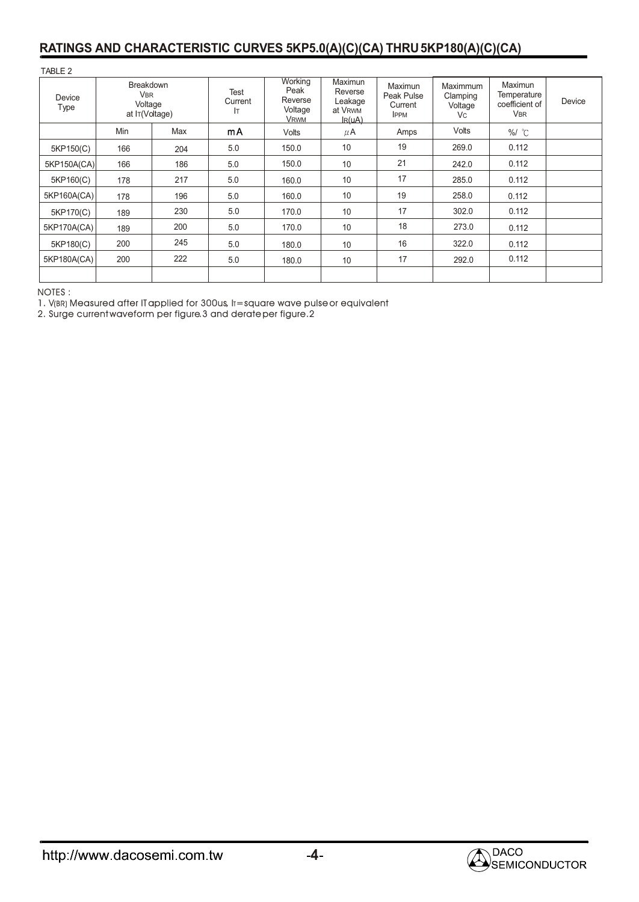## RATINGS AND CHARACTERISTIC CURVES 5KP5.0(A)(C)(CA) THRU 5KP180(A)(C)(CA)

TABLE 2

| Device Type | Breakdown $V_{BR}$ Voltage at $I_T$(Voltage) | | Test Current $I_T$ | Working Peak Reverse Voltage $V_{RWM}$ | Maximun Reverse Leakage at $V_{RWM}$ $I_R$(uA) | Maximun Peak Pulse Current $I_{PPM}$ | Maximmum Clamping Voltage $V_C$ | Maximun Temperature coefficient of $V_{BR}$ | Device |
|---|---|---|---|---|---|---|---|---|---|
| | Min | Max | mA | Volts | μA | Amps | Volts | %/ ℃ | |
| 5KP150(C) | 166 | 204 | 5.0 | 150.0 | 10 | 19 | 269.0 | 0.112 | |
| 5KP150A(CA) | 166 | 186 | 5.0 | 150.0 | 10 | 21 | 242.0 | 0.112 | |
| 5KP160(C) | 178 | 217 | 5.0 | 160.0 | 10 | 17 | 285.0 | 0.112 | |
| 5KP160A(CA) | 178 | 196 | 5.0 | 160.0 | 10 | 19 | 258.0 | 0.112 | |
| 5KP170(C) | 189 | 230 | 5.0 | 170.0 | 10 | 17 | 302.0 | 0.112 | |
| 5KP170A(CA) | 189 | 200 | 5.0 | 170.0 | 10 | 18 | 273.0 | 0.112 | |
| 5KP180(C) | 200 | 245 | 5.0 | 180.0 | 10 | 16 | 322.0 | 0.112 | |
| 5KP180A(CA) | 200 | 222 | 5.0 | 180.0 | 10 | 17 | 292.0 | 0.112 | |
| | | | | | | | | | |

NOTES :

1. $V_{(BR)}$ Measured after IT applied for 300us, $I_T$=square wave pulse or equivalent
2. Surge current waveform per figure.3 and derate per figure.2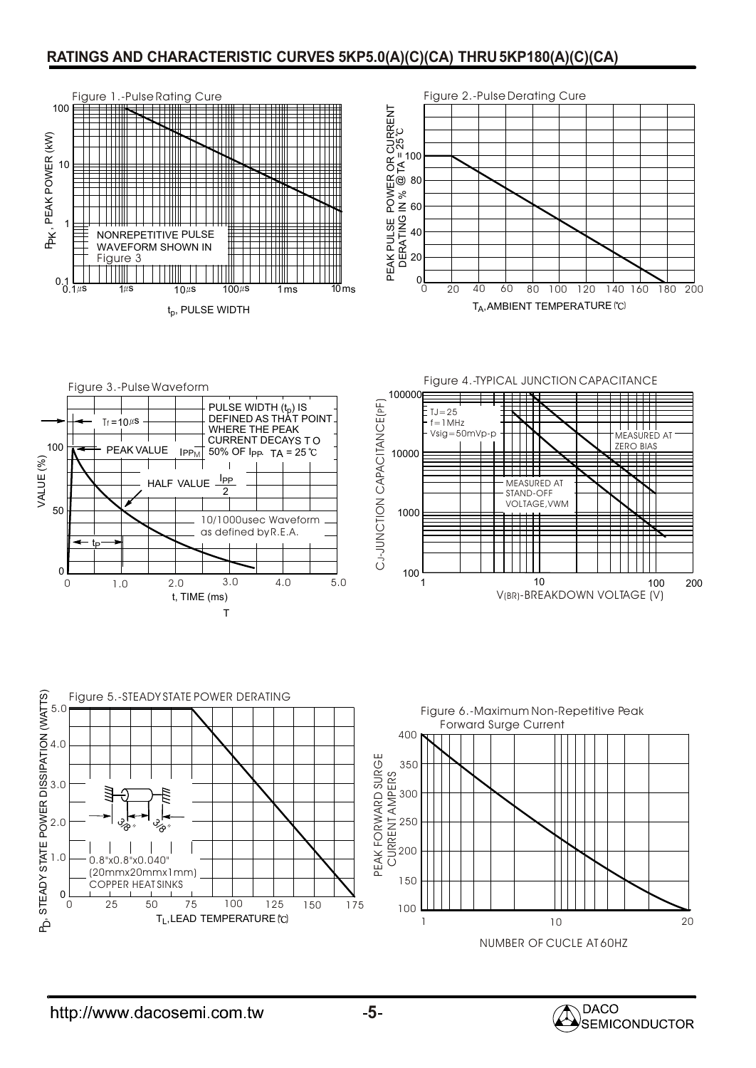## RATINGS AND CHARACTERISTIC CURVES 5KP5.0(A)(C)(CA) THRU 5KP180(A)(C)(CA)

Figure 1.-Pulse Rating Cure

$P_{PK}$, PEAK POWER (kW)

100
10
1
0.1

NONREPETITIVE PULSE
WAVEFORM SHOWN IN
Figure 3

0.1μs 1μs 10μs 100μs 1ms 10ms

$t_p$, PULSE WIDTH

Figure 2.-Pulse Derating Cure

PEAK PULSE POWER OR CURRENT DERATING IN % @ TA = 25℃

100
80
60
40
20
0

0 20 40 60 80 100 120 140 160 180 200

$T_A$,AMBIENT TEMPERATURE (℃)

Figure 3.-Pulse Waveform

VALUE (%)

100
50
0

Tr=10μs

PEAK VALUE $I_{PPM}$

PULSE WIDTH ($t_p$) IS DEFINED AS THAT POINT WHERE THE PEAK CURRENT DECAYS TO 50% OF $I_{PP}$. TA = 25℃

HALF VALUE $\frac{I_{PP}}{2}$

10/1000usec Waveform as defined by R.E.A.

$t_P$

0 1.0 2.0 3.0 4.0 5.0

t, TIME (ms)

T

Figure 4.-TYPICAL JUNCTION CAPACITANCE

CJ-JUNCTION CAPACITANCE(pF)

100000
10000
1000
100

TJ=25
f=1MHz
Vsig=50mVp-p

MEASURED AT ZERO BIAS

MEASURED AT STAND-OFF VOLTAGE,VWM

1 10 100 200

V(BR)-BREAKDOWN VOLTAGE (V)

Figure 5.-STEADY STATE POWER DERATING

$P_D$, STEADY STATE POWER DISSIPATION (WATTS)

5.0
4.0
3.0
2.0
1.0
0

3/8" 3/8"

0.8"x0.8"x0.040"
(20mmx20mmx1mm)
COPPER HEAT SINKS

0 25 50 75 100 125 150 175

$T_L$,LEAD TEMPERATURE (℃)

Figure 6.-Maximum Non-Repetitive Peak Forward Surge Current

PEAK FORWARD SURGE CURRENT AMPERS

400
350
300
250
200
150
100

1 10 20

NUMBER OF CUCLE AT 60HZ

http://www.dacosemi.com.tw

DACO SEMICONDUCTOR